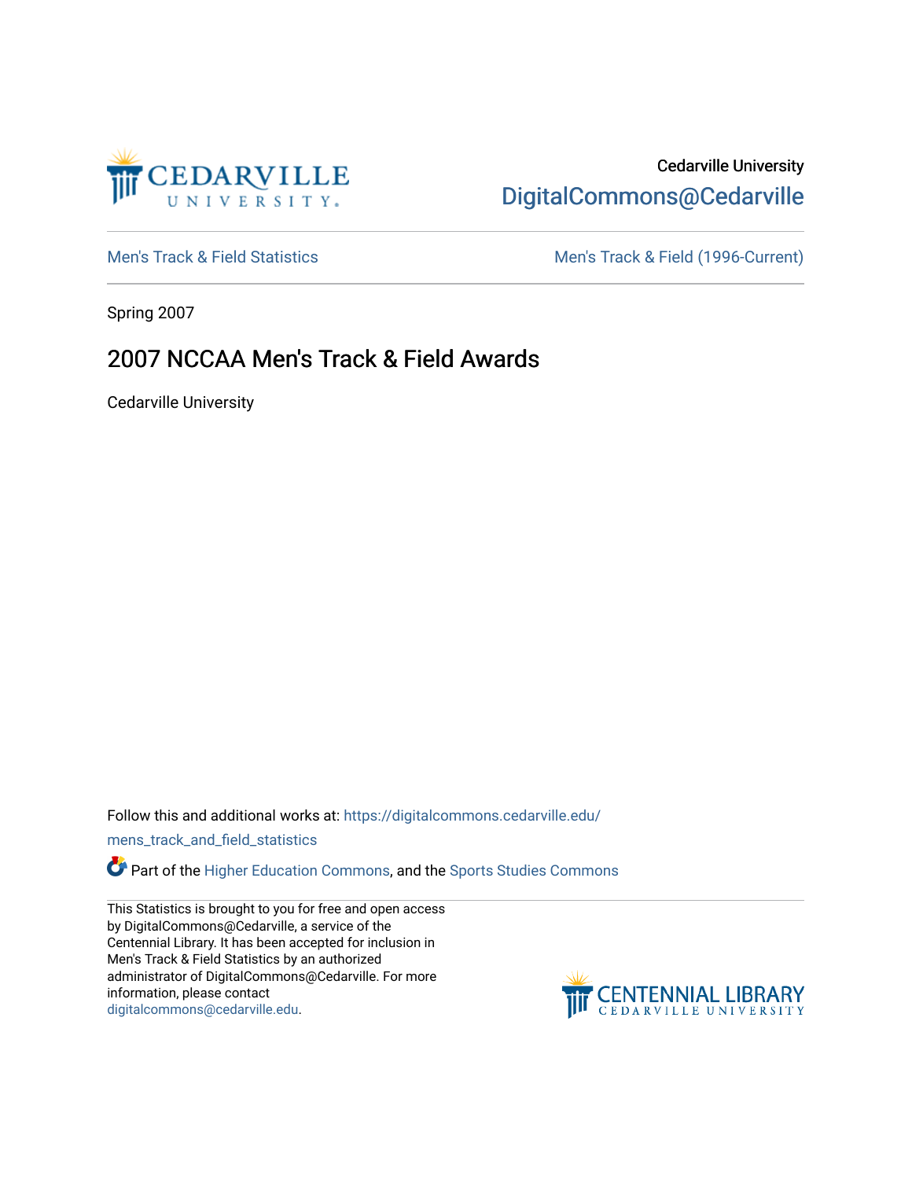Cedarville University
DigitalCommons@Cedarville

Men's Track & Field Statistics | Men's Track & Field (1996-Current)

Spring 2007

# 2007 NCCAA Men's Track & Field Awards

Cedarville University

Follow this and additional works at: https://digitalcommons.cedarville.edu/mens_track_and_field_statistics

Part of the Higher Education Commons, and the Sports Studies Commons

This Statistics is brought to you for free and open access by DigitalCommons@Cedarville, a service of the Centennial Library. It has been accepted for inclusion in Men's Track & Field Statistics by an authorized administrator of DigitalCommons@Cedarville. For more information, please contact digitalcommons@cedarville.edu.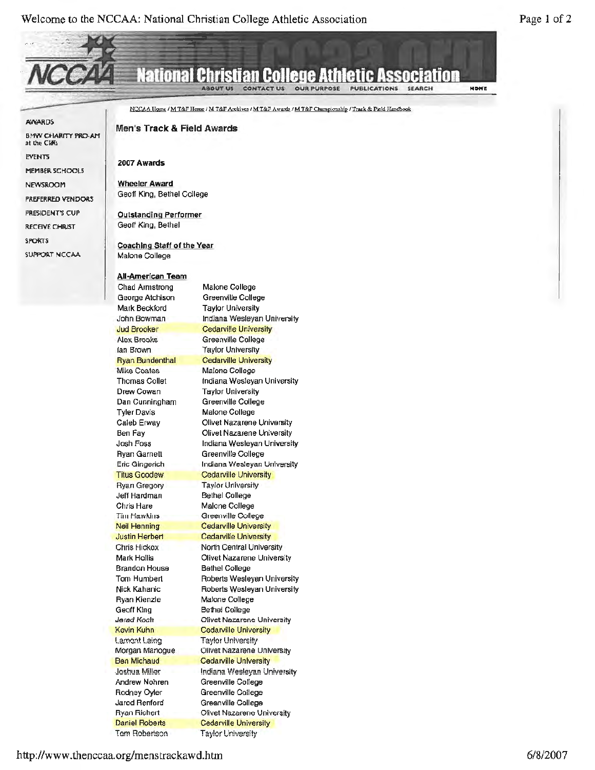NCCAA Home / M T&F Home / M T&F Archives / M T&F Awards / M T&F Championship / Track & Field Handbook

- AWARDS
- BMW CHARITY PRO-AM at the Cliffs
- EVENTS
- MEMBER SCHOOLS
- NEWSROOM
- PREFERRED VENDORS
- PRESIDENT'S CUP
- RECEIVE CHRIST
- SPORTS
- SUPPORT NCCAA

## Men's Track & Field Awards

### 2007 Awards

**Wheeler Award**
Geoff King, Bethel College

**Outstanding Performer**
Geoff King, Bethel

**Coaching Staff of the Year**
Malone College

**All-American Team**

| | |
|---|---|
| Chad Armstrong | Malone College |
| George Atchison | Greenville College |
| Mark Beckford | Taylor University |
| John Bowman | Indiana Wesleyan University |
| Jud Brooker | Cedarville University |
| Alex Brooks | Greenville College |
| Ian Brown | Taylor University |
| Ryan Bundenthal | Cedarville University |
| Mike Coates | Malone College |
| Thomas Collet | Indiana Wesleyan University |
| Drew Cowan | Taylor University |
| Dan Cunningham | Greenville College |
| Tyler Davis | Malone College |
| Caleb Erway | Olivet Nazarene University |
| Ben Fay | Olivet Nazarene University |
| Josh Foss | Indiana Wesleyan University |
| Ryan Garnett | Greenville College |
| Eric Gingerich | Indiana Wesleyan University |
| Titus Goodew | Cedarville University |
| Ryan Gregory | Taylor University |
| Jeff Hardman | Bethel College |
| Chris Hare | Malone College |
| Tim Hawkins | Greenville College |
| Neil Henning | Cedarville University |
| Justin Herbert | Cedarville University |
| Chris Hickox | North Central University |
| Mark Hollis | Olivet Nazarene University |
| Brandon House | Bethel College |
| Tom Humbert | Roberts Wesleyan University |
| Nick Kahanic | Roberts Wesleyan University |
| Ryan Kienzle | Malone College |
| Geoff King | Bethel College |
| Jared Koch | Olivet Nazarene University |
| Kevin Kuhn | Cedarville University |
| Lamont Laing | Taylor University |
| Morgan Manogue | Olivet Nazarene University |
| Ben Michaud | Cedarville University |
| Joshua Miller | Indiana Wesleyan University |
| Andrew Nohren | Greenville College |
| Rodney Oyler | Greenville College |
| Jarod Renford | Greenville College |
| Ryan Richert | Olivet Nazarene University |
| Daniel Roberts | Cedarville University |
| Tom Robertson | Taylor University |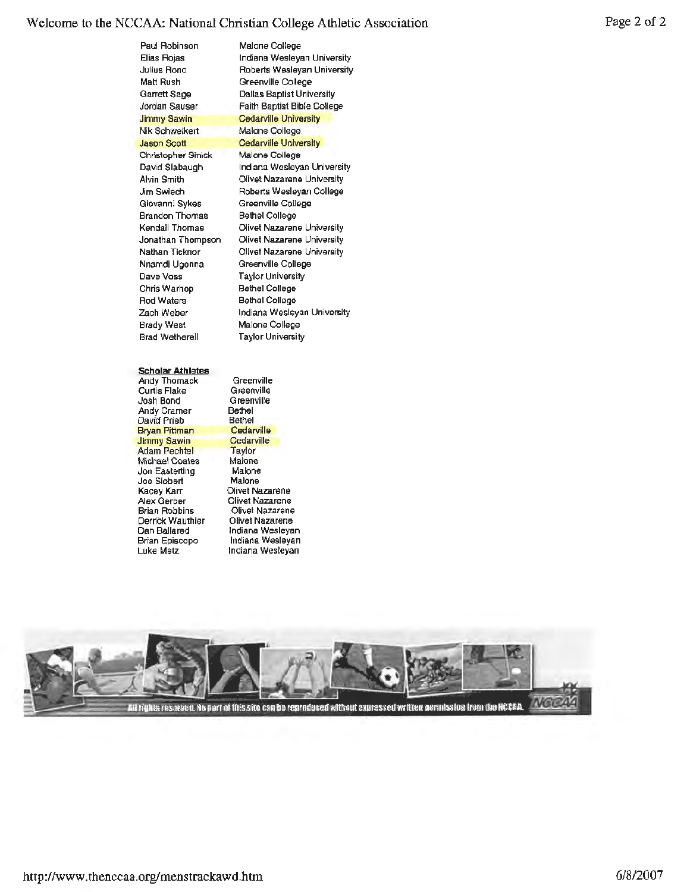| | |
|---|---|
| Paul Robinson | Malone College |
| Elias Rojas | Indiana Wesleyan University |
| Julius Rono | Roberts Wesleyan University |
| Matt Rush | Greenville College |
| Garrett Sage | Dallas Baptist University |
| Jordan Sauser | Faith Baptist Bible College |
| Jimmy Sawin | Cedarville University |
| Nik Schweikert | Malone College |
| Jason Scott | Cedarville University |
| Christopher Sinick | Malone College |
| David Slabaugh | Indiana Wesleyan University |
| Alvin Smith | Olivet Nazarene University |
| Jim Swiech | Roberts Wesleyan College |
| Giovanni Sykes | Greenville College |
| Brandon Thomas | Bethel College |
| Kendall Thomas | Olivet Nazarene University |
| Jonathan Thompson | Olivet Nazarene University |
| Nathan Ticknor | Olivet Nazarene University |
| Nnamdi Ugonna | Greenville College |
| Dave Voss | Taylor University |
| Chris Warhop | Bethel College |
| Rod Waters | Bethel College |
| Zach Weber | Indiana Wesleyan University |
| Brady West | Malone College |
| Brad Wetherell | Taylor University |

**Scholar Athletes**

| | |
|---|---|
| Andy Thomack | Greenville |
| Curtis Flake | Greenville |
| Josh Bond | Greenville |
| Andy Cramer | Bethel |
| David Prieb | Bethel |
| Bryan Pittman | Cedarville |
| Jimmy Sawin | Cedarville |
| Adam Pechtel | Taylor |
| Michael Coates | Malone |
| Jon Easterling | Malone |
| Joe Siebert | Malone |
| Kacey Karr | Olivet Nazarene |
| Alex Gerber | Olivet Nazarene |
| Brian Robbins | Olivet Nazarene |
| Derrick Wauthier | Olivet Nazarene |
| Dan Ballared | Indiana Wesleyan |
| Brian Episcopo | Indiana Wesleyan |
| Luke Metz | Indiana Wesleyan |

All rights reserved. No part of this site can be reproduced without expressed written permission from the NCCAA.